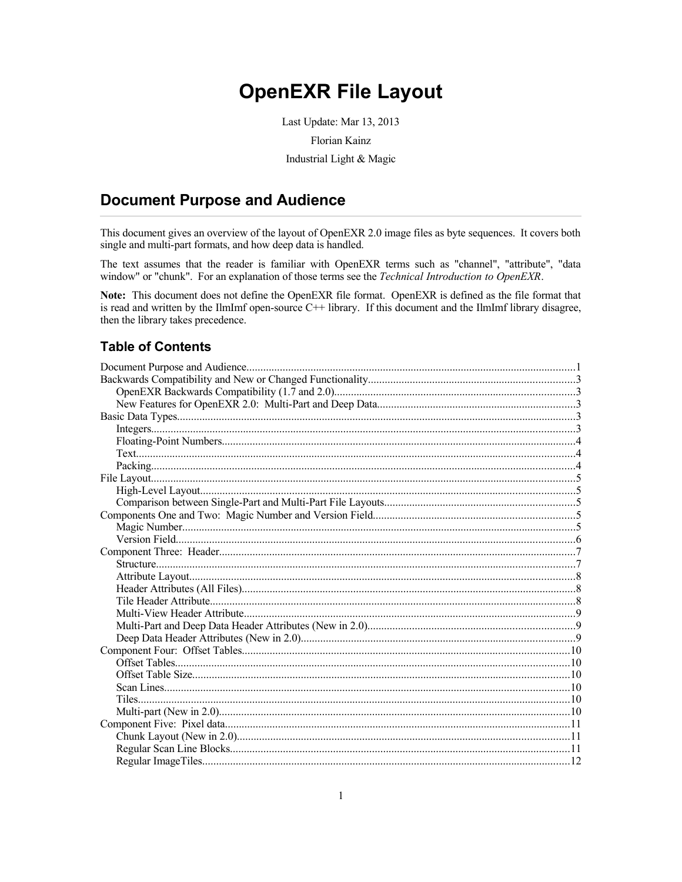# OpenEXR File Layout

Last Update: Mar 13, 2013

Florian Kainz

Industrial Light & Magic

## Document Purpose and Audience

This document gives an overview of the layout of OpenEXR 2.0 image files as byte sequences. It covers both single and multi-part formats, and how deep data is handled.

The text assumes that the reader is familiar with OpenEXR terms such as "channel", "attribute", "data window" or "chunk". For an explanation of those terms see the *Technical Introduction to OpenEXR*.

**Note:** This document does not define the OpenEXR file format. OpenEXR is defined as the file format that is read and written by the IlmImf open-source C++ library. If this document and the IlmImf library disagree, then the library takes precedence.

### Table of Contents

Document Purpose and Audience....................1

Backwards Compatibility and New or Changed Functionality....................3

- OpenEXR Backwards Compatibility (1.7 and 2.0)....................3
- New Features for OpenEXR 2.0: Multi-Part and Deep Data....................3

Basic Data Types....................3

- Integers....................3
- Floating-Point Numbers....................4
- Text....................4
- Packing....................4

File Layout....................5

- High-Level Layout....................5
- Comparison between Single-Part and Multi-Part File Layouts....................5

Components One and Two: Magic Number and Version Field....................5

- Magic Number....................5
- Version Field....................6

Component Three: Header....................7

- Structure....................7
- Attribute Layout....................8
- Header Attributes (All Files)....................8
- Tile Header Attribute....................8
- Multi-View Header Attribute....................9
- Multi-Part and Deep Data Header Attributes (New in 2.0)....................9
- Deep Data Header Attributes (New in 2.0)....................9

Component Four: Offset Tables....................10

- Offset Tables....................10
- Offset Table Size....................10
- Scan Lines....................10
- Tiles....................10
- Multi-part (New in 2.0)....................10

Component Five: Pixel data....................11

- Chunk Layout (New in 2.0)....................11
- Regular Scan Line Blocks....................11
- Regular ImageTiles....................12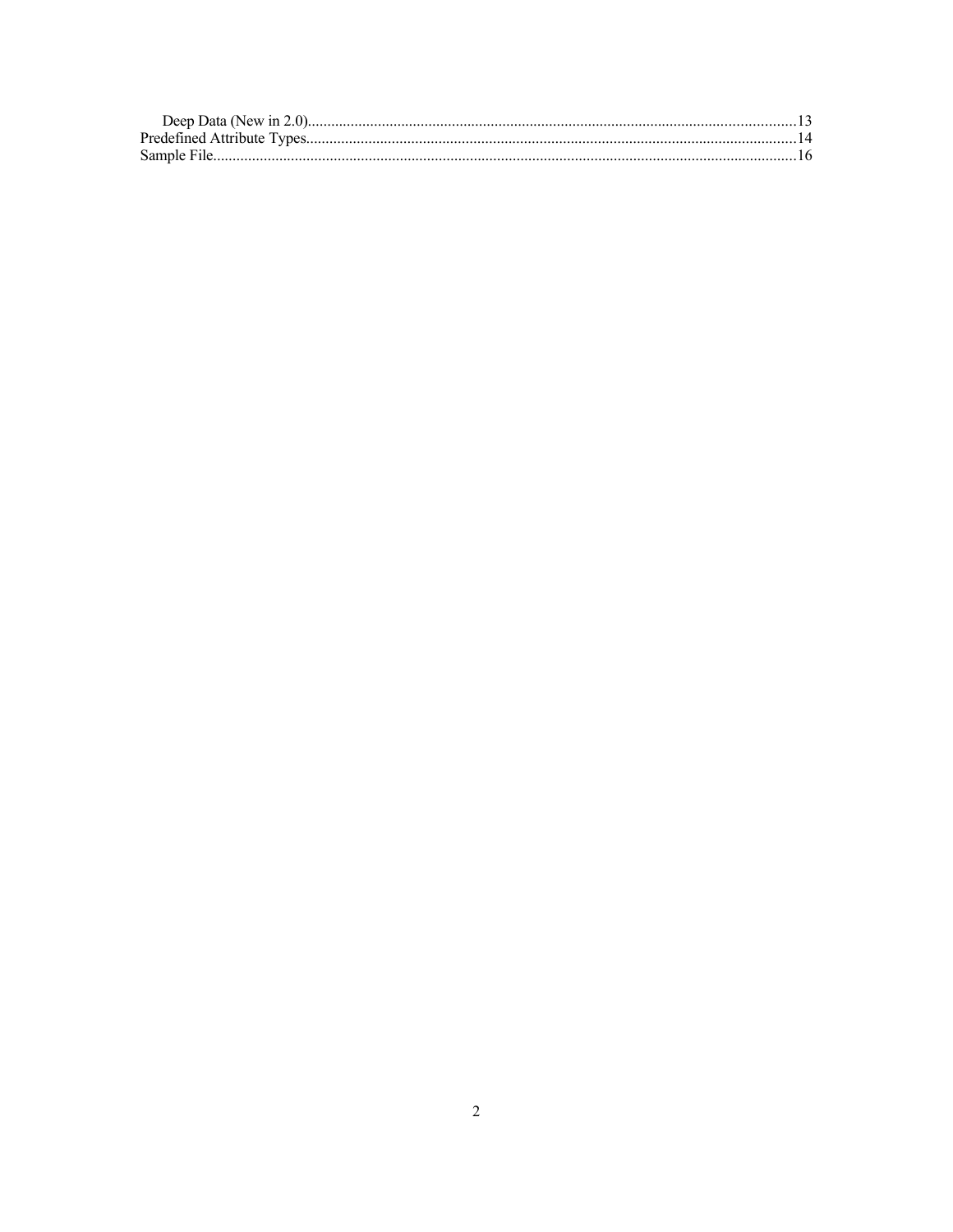- Deep Data (New in 2.0)....................................................................................................................13

Predefined Attribute Types....................................................................................................................14

Sample File............................................................................................................................................16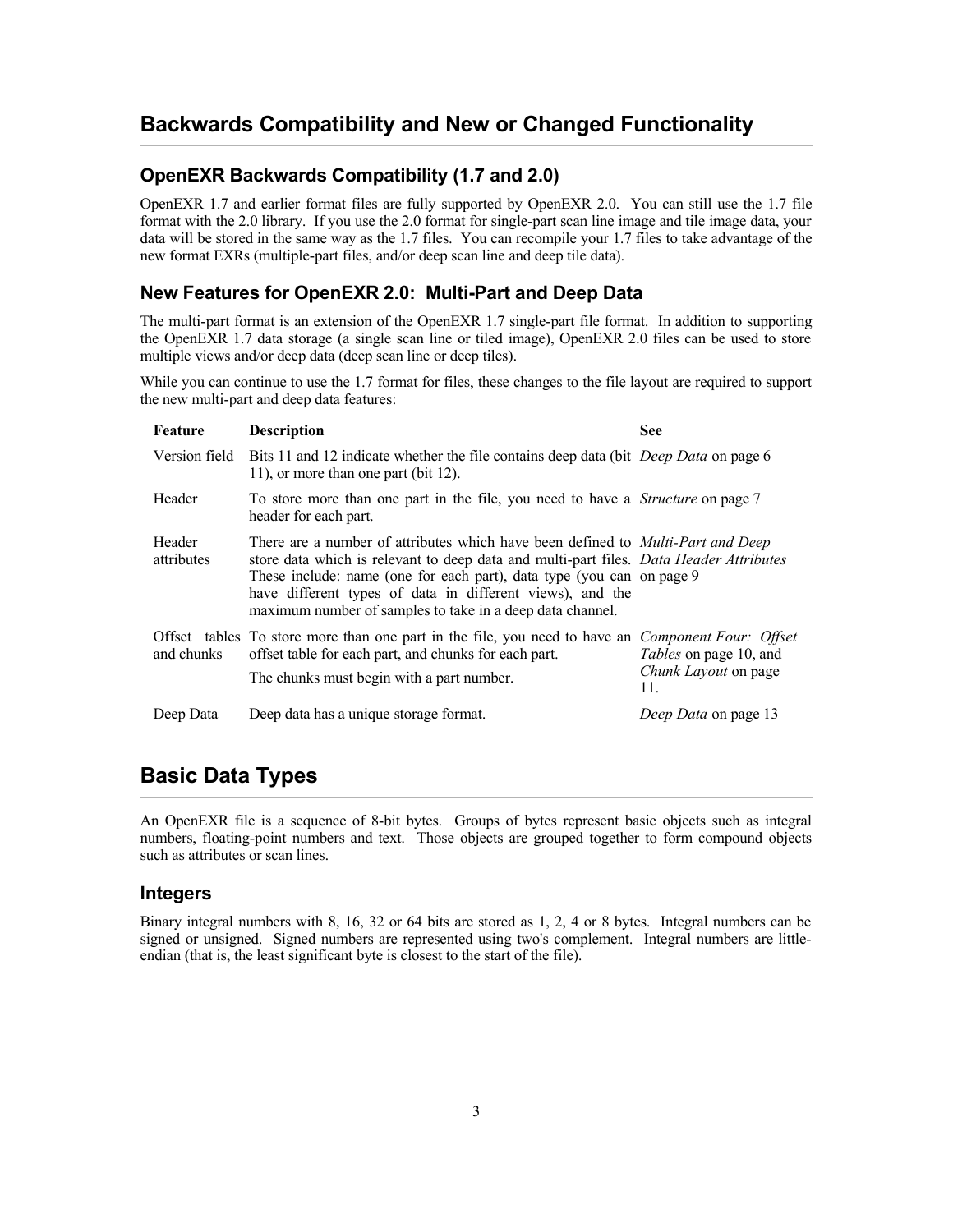# Backwards Compatibility and New or Changed Functionality

## OpenEXR Backwards Compatibility (1.7 and 2.0)

OpenEXR 1.7 and earlier format files are fully supported by OpenEXR 2.0. You can still use the 1.7 file format with the 2.0 library. If you use the 2.0 format for single-part scan line image and tile image data, your data will be stored in the same way as the 1.7 files. You can recompile your 1.7 files to take advantage of the new format EXRs (multiple-part files, and/or deep scan line and deep tile data).

## New Features for OpenEXR 2.0: Multi-Part and Deep Data

The multi-part format is an extension of the OpenEXR 1.7 single-part file format. In addition to supporting the OpenEXR 1.7 data storage (a single scan line or tiled image), OpenEXR 2.0 files can be used to store multiple views and/or deep data (deep scan line or deep tiles).

While you can continue to use the 1.7 format for files, these changes to the file layout are required to support the new multi-part and deep data features:

| Feature | Description | See |
|---|---|---|
| Version field | Bits 11 and 12 indicate whether the file contains deep data (bit 11), or more than one part (bit 12). | *Deep Data* on page 6 |
| Header | To store more than one part in the file, you need to have a header for each part. | *Structure* on page 7 |
| Header attributes | There are a number of attributes which have been defined to store data which is relevant to deep data and multi-part files. These include: name (one for each part), data type (you can have different types of data in different views), and the maximum number of samples to take in a deep data channel. | *Multi-Part and Deep Data Header Attributes* on page 9 |
| Offset tables and chunks | To store more than one part in the file, you need to have an offset table for each part, and chunks for each part.<br>The chunks must begin with a part number. | *Component Four: Offset Tables* on page 10, and *Chunk Layout* on page 11. |
| Deep Data | Deep data has a unique storage format. | *Deep Data* on page 13 |

# Basic Data Types

An OpenEXR file is a sequence of 8-bit bytes. Groups of bytes represent basic objects such as integral numbers, floating-point numbers and text. Those objects are grouped together to form compound objects such as attributes or scan lines.

## Integers

Binary integral numbers with 8, 16, 32 or 64 bits are stored as 1, 2, 4 or 8 bytes. Integral numbers can be signed or unsigned. Signed numbers are represented using two's complement. Integral numbers are little-endian (that is, the least significant byte is closest to the start of the file).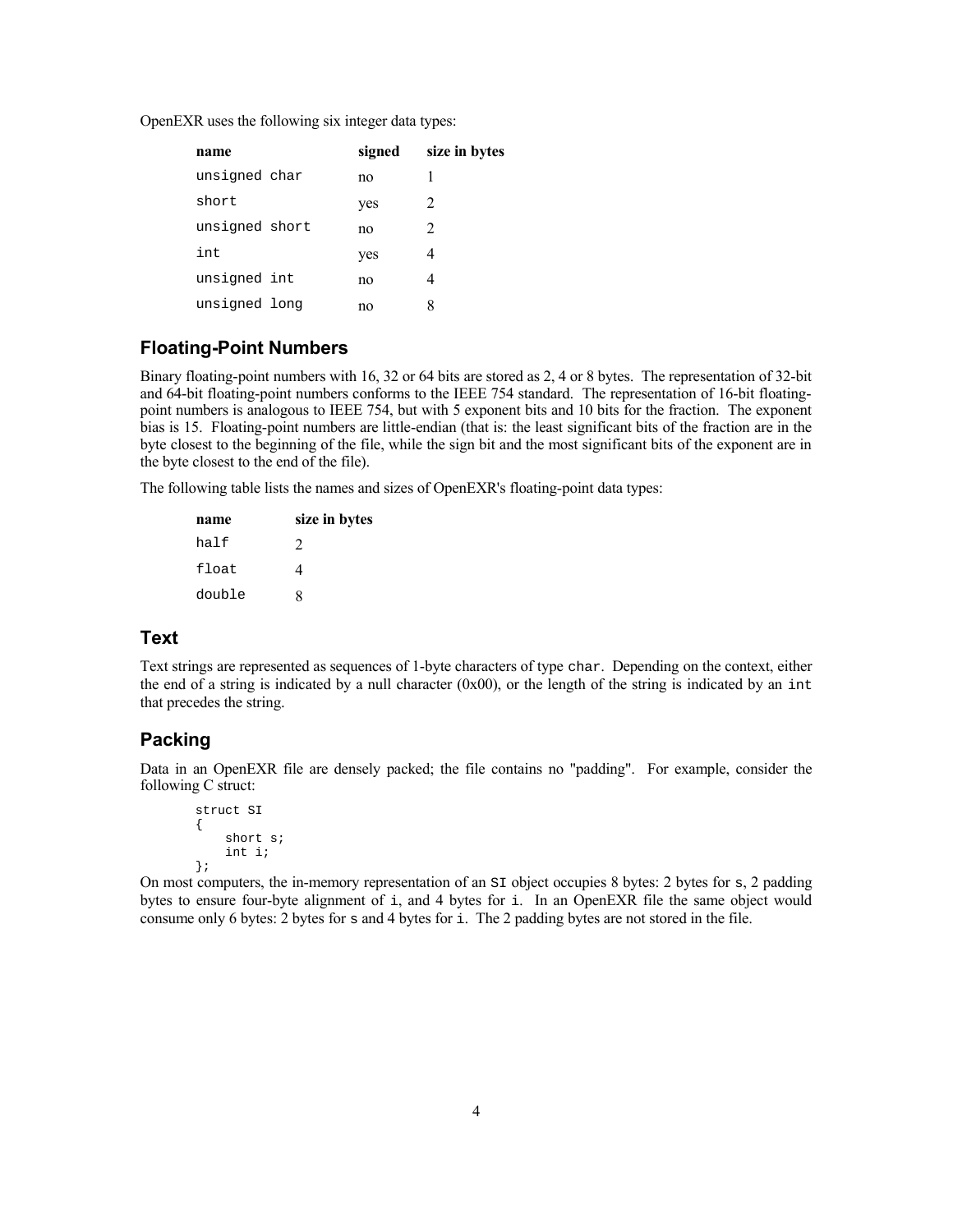OpenEXR uses the following six integer data types:

| name | signed | size in bytes |
|---|---|---|
| `unsigned char` | no | 1 |
| `short` | yes | 2 |
| `unsigned short` | no | 2 |
| `int` | yes | 4 |
| `unsigned int` | no | 4 |
| `unsigned long` | no | 8 |

## Floating-Point Numbers

Binary floating-point numbers with 16, 32 or 64 bits are stored as 2, 4 or 8 bytes. The representation of 32-bit and 64-bit floating-point numbers conforms to the IEEE 754 standard. The representation of 16-bit floating-point numbers is analogous to IEEE 754, but with 5 exponent bits and 10 bits for the fraction. The exponent bias is 15. Floating-point numbers are little-endian (that is: the least significant bits of the fraction are in the byte closest to the beginning of the file, while the sign bit and the most significant bits of the exponent are in the byte closest to the end of the file).

The following table lists the names and sizes of OpenEXR's floating-point data types:

| name | size in bytes |
|---|---|
| `half` | 2 |
| `float` | 4 |
| `double` | 8 |

## Text

Text strings are represented as sequences of 1-byte characters of type `char`. Depending on the context, either the end of a string is indicated by a null character (0x00), or the length of the string is indicated by an `int` that precedes the string.

## Packing

Data in an OpenEXR file are densely packed; the file contains no "padding". For example, consider the following C struct:

```
struct SI
{
    short s;
    int i;
};
```

On most computers, the in-memory representation of an `SI` object occupies 8 bytes: 2 bytes for `s`, 2 padding bytes to ensure four-byte alignment of `i`, and 4 bytes for `i`. In an OpenEXR file the same object would consume only 6 bytes: 2 bytes for `s` and 4 bytes for `i`. The 2 padding bytes are not stored in the file.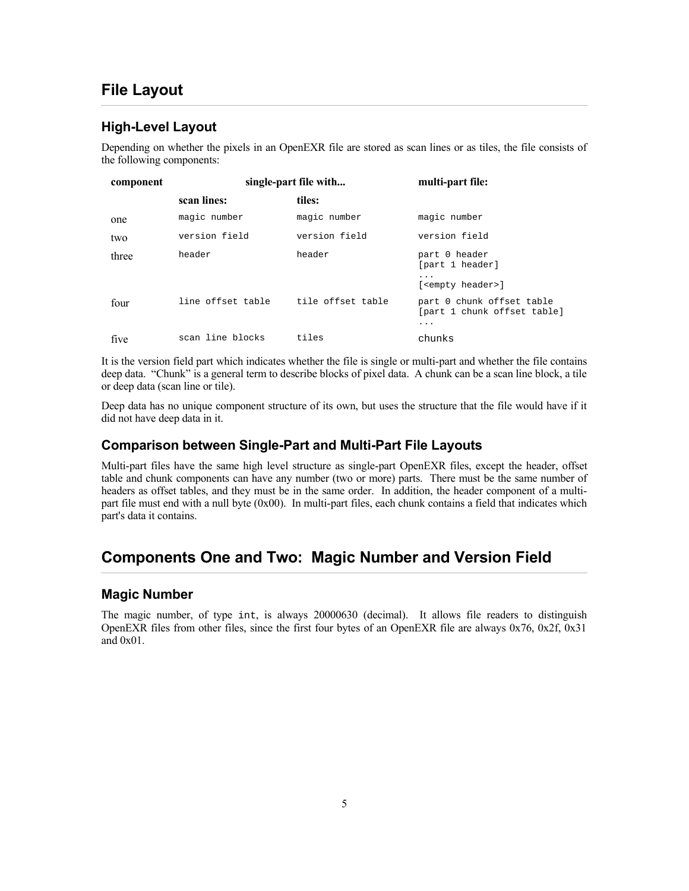# File Layout

## High-Level Layout

Depending on whether the pixels in an OpenEXR file are stored as scan lines or as tiles, the file consists of the following components:

| component | single-part file with... | | multi-part file: |
|---|---|---|---|
| | scan lines: | tiles: | |
| one | magic number | magic number | magic number |
| two | version field | version field | version field |
| three | header | header | part 0 header<br>[part 1 header]<br>...<br>[<empty header>] |
| four | line offset table | tile offset table | part 0 chunk offset table<br>[part 1 chunk offset table]<br>... |
| five | scan line blocks | tiles | chunks |

It is the version field part which indicates whether the file is single or multi-part and whether the file contains deep data. "Chunk" is a general term to describe blocks of pixel data. A chunk can be a scan line block, a tile or deep data (scan line or tile).

Deep data has no unique component structure of its own, but uses the structure that the file would have if it did not have deep data in it.

## Comparison between Single-Part and Multi-Part File Layouts

Multi-part files have the same high level structure as single-part OpenEXR files, except the header, offset table and chunk components can have any number (two or more) parts. There must be the same number of headers as offset tables, and they must be in the same order. In addition, the header component of a multi-part file must end with a null byte (0x00). In multi-part files, each chunk contains a field that indicates which part's data it contains.

# Components One and Two: Magic Number and Version Field

## Magic Number

The magic number, of type `int`, is always 20000630 (decimal). It allows file readers to distinguish OpenEXR files from other files, since the first four bytes of an OpenEXR file are always 0x76, 0x2f, 0x31 and 0x01.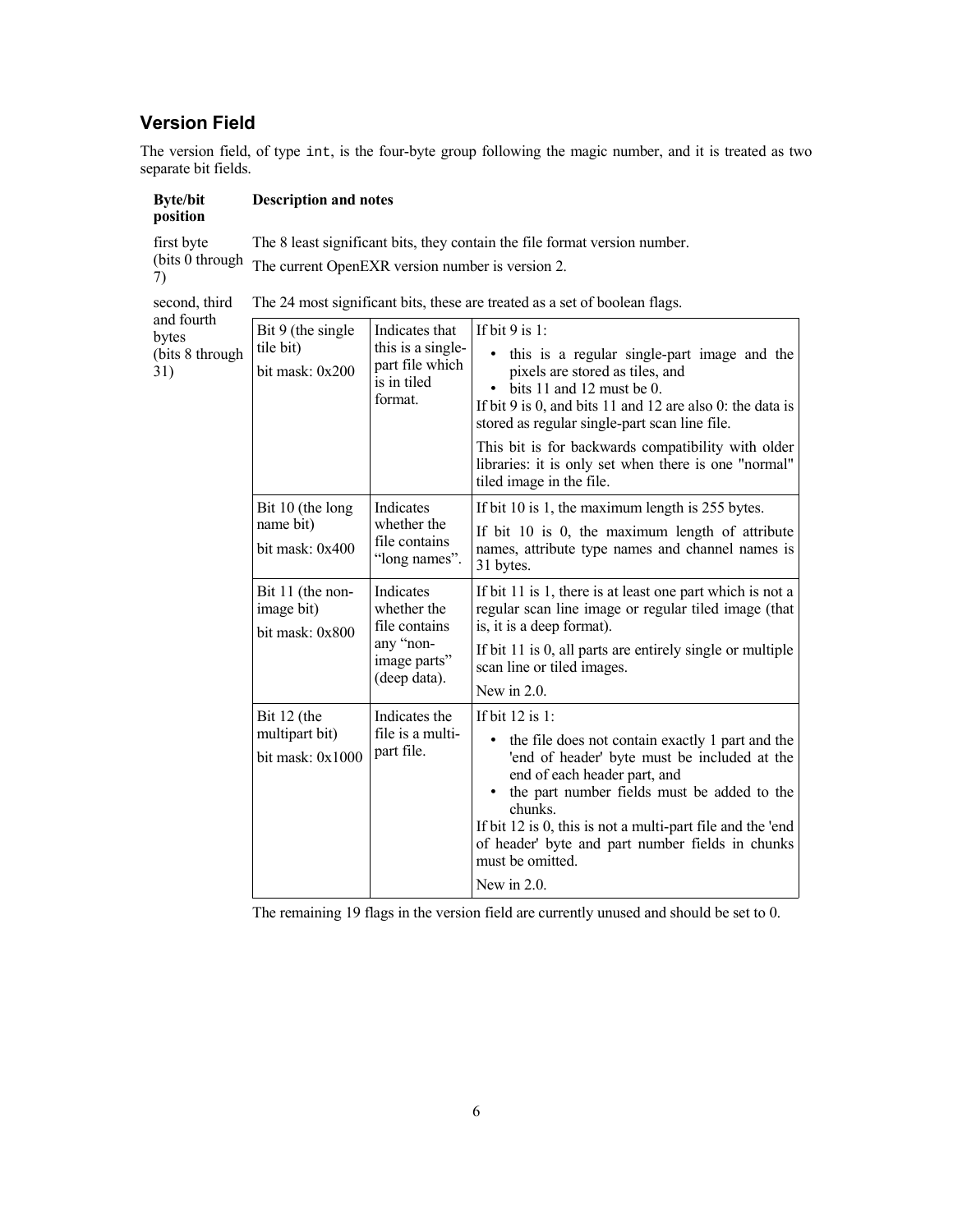## Version Field

The version field, of type `int`, is the four-byte group following the magic number, and it is treated as two separate bit fields.

| Byte/bit position | Description and notes |
|---|---|
| first byte (bits 0 through 7) | The 8 least significant bits, they contain the file format version number.<br>The current OpenEXR version number is version 2. |
| second, third and fourth bytes (bits 8 through 31) | The 24 most significant bits, these are treated as a set of boolean flags. |

| | | |
|---|---|---|
| Bit 9 (the single tile bit)<br>bit mask: 0x200 | Indicates that this is a single-part file which is in tiled format. | If bit 9 is 1:<br>• this is a regular single-part image and the pixels are stored as tiles, and<br>• bits 11 and 12 must be 0.<br>If bit 9 is 0, and bits 11 and 12 are also 0: the data is stored as regular single-part scan line file.<br>This bit is for backwards compatibility with older libraries: it is only set when there is one "normal" tiled image in the file. |
| Bit 10 (the long name bit)<br>bit mask: 0x400 | Indicates whether the file contains "long names". | If bit 10 is 1, the maximum length is 255 bytes.<br>If bit 10 is 0, the maximum length of attribute names, attribute type names and channel names is 31 bytes. |
| Bit 11 (the non-image bit)<br>bit mask: 0x800 | Indicates whether the file contains any "non-image parts" (deep data). | If bit 11 is 1, there is at least one part which is not a regular scan line image or regular tiled image (that is, it is a deep format).<br>If bit 11 is 0, all parts are entirely single or multiple scan line or tiled images.<br>New in 2.0. |
| Bit 12 (the multipart bit)<br>bit mask: 0x1000 | Indicates the file is a multi-part file. | If bit 12 is 1:<br>• the file does not contain exactly 1 part and the 'end of header' byte must be included at the end of each header part, and<br>• the part number fields must be added to the chunks.<br>If bit 12 is 0, this is not a multi-part file and the 'end of header' byte and part number fields in chunks must be omitted.<br>New in 2.0. |

The remaining 19 flags in the version field are currently unused and should be set to 0.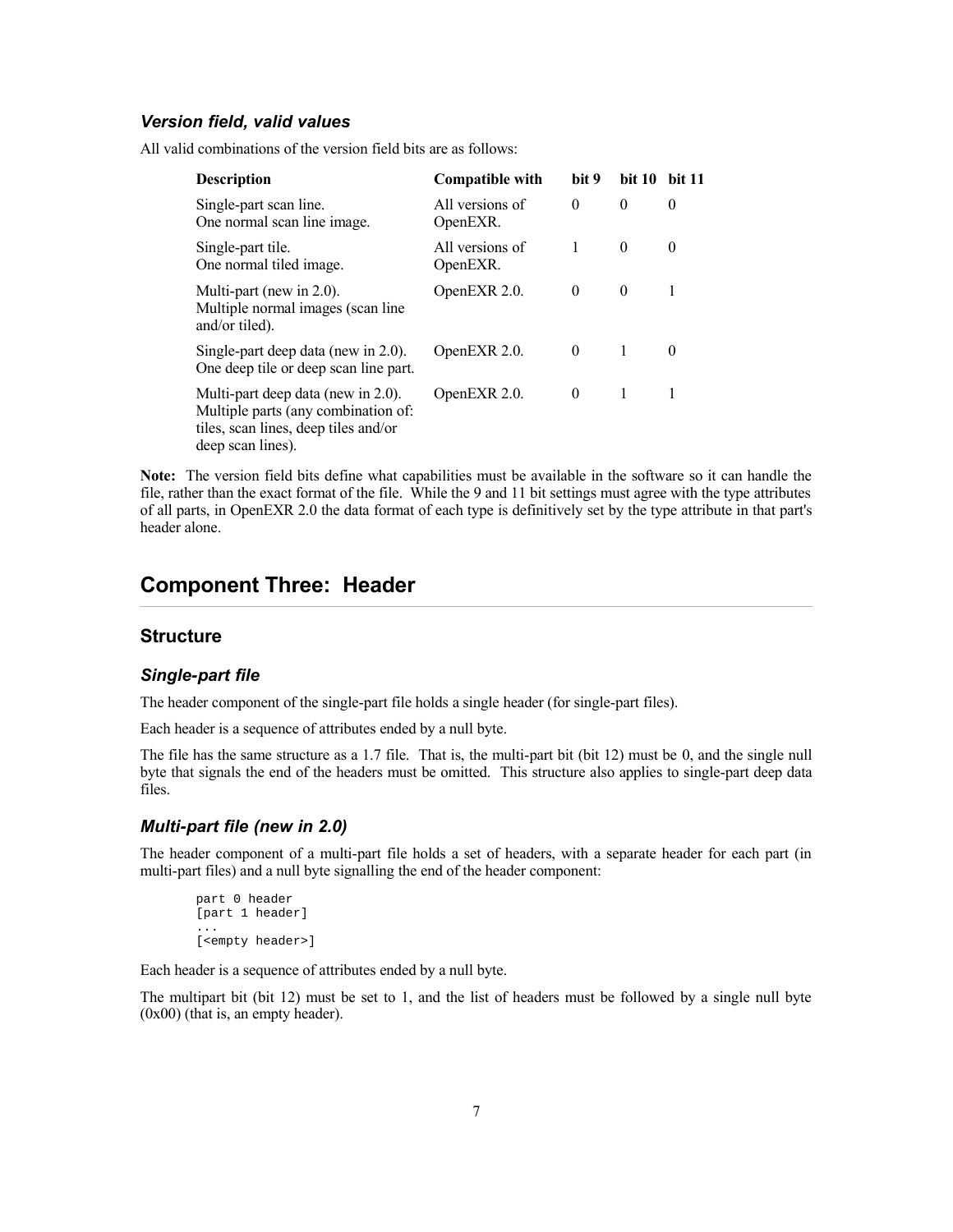### *Version field, valid values*

All valid combinations of the version field bits are as follows:

| Description | Compatible with | bit 9 | bit 10 | bit 11 |
|---|---|---|---|---|
| Single-part scan line. One normal scan line image. | All versions of OpenEXR. | 0 | 0 | 0 |
| Single-part tile. One normal tiled image. | All versions of OpenEXR. | 1 | 0 | 0 |
| Multi-part (new in 2.0). Multiple normal images (scan line and/or tiled). | OpenEXR 2.0. | 0 | 0 | 1 |
| Single-part deep data (new in 2.0). One deep tile or deep scan line part. | OpenEXR 2.0. | 0 | 1 | 0 |
| Multi-part deep data (new in 2.0). Multiple parts (any combination of: tiles, scan lines, deep tiles and/or deep scan lines). | OpenEXR 2.0. | 0 | 1 | 1 |

**Note:** The version field bits define what capabilities must be available in the software so it can handle the file, rather than the exact format of the file. While the 9 and 11 bit settings must agree with the type attributes of all parts, in OpenEXR 2.0 the data format of each type is definitively set by the type attribute in that part's header alone.

## Component Three: Header

### Structure

#### *Single-part file*

The header component of the single-part file holds a single header (for single-part files).

Each header is a sequence of attributes ended by a null byte.

The file has the same structure as a 1.7 file. That is, the multi-part bit (bit 12) must be 0, and the single null byte that signals the end of the headers must be omitted. This structure also applies to single-part deep data files.

#### *Multi-part file (new in 2.0)*

The header component of a multi-part file holds a set of headers, with a separate header for each part (in multi-part files) and a null byte signalling the end of the header component:

```
part 0 header
[part 1 header]
...
[<empty header>]
```

Each header is a sequence of attributes ended by a null byte.

The multipart bit (bit 12) must be set to 1, and the list of headers must be followed by a single null byte (0x00) (that is, an empty header).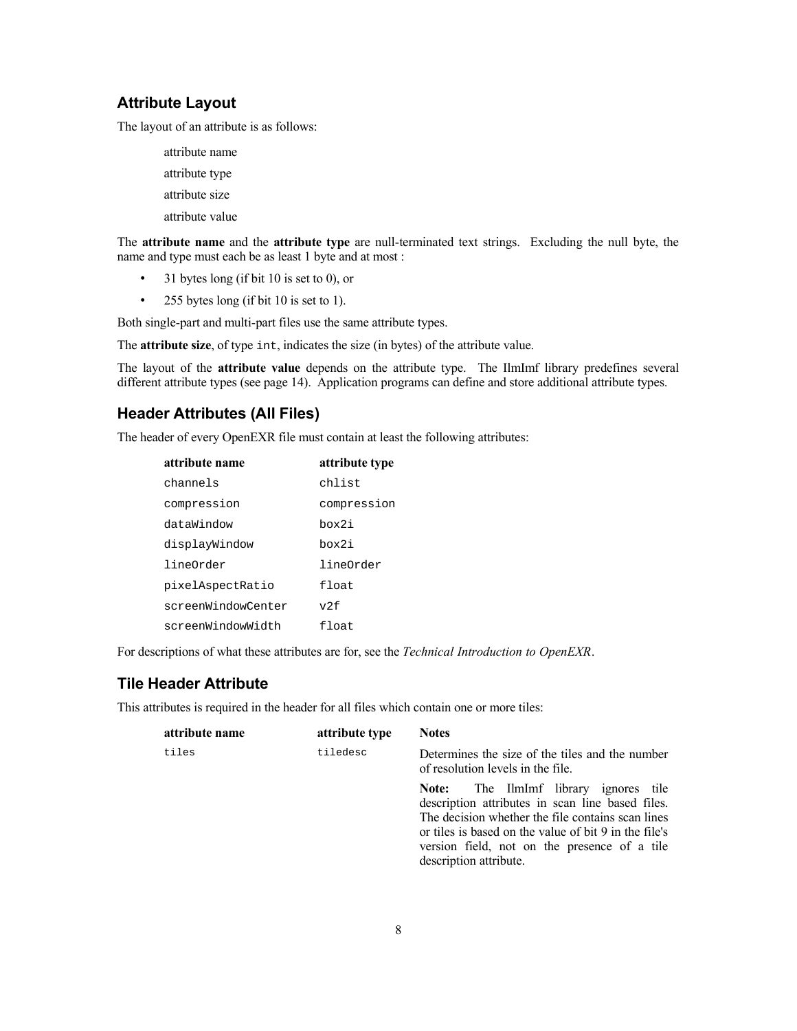## Attribute Layout

The layout of an attribute is as follows:

attribute name

attribute type

attribute size

attribute value

The **attribute name** and the **attribute type** are null-terminated text strings. Excluding the null byte, the name and type must each be as least 1 byte and at most :

- 31 bytes long (if bit 10 is set to 0), or
- 255 bytes long (if bit 10 is set to 1).

Both single-part and multi-part files use the same attribute types.

The **attribute size**, of type `int`, indicates the size (in bytes) of the attribute value.

The layout of the **attribute value** depends on the attribute type. The IlmImf library predefines several different attribute types (see page 14). Application programs can define and store additional attribute types.

## Header Attributes (All Files)

The header of every OpenEXR file must contain at least the following attributes:

| attribute name | attribute type |
|---|---|
| `channels` | `chlist` |
| `compression` | `compression` |
| `dataWindow` | `box2i` |
| `displayWindow` | `box2i` |
| `lineOrder` | `lineOrder` |
| `pixelAspectRatio` | `float` |
| `screenWindowCenter` | `v2f` |
| `screenWindowWidth` | `float` |

For descriptions of what these attributes are for, see the *Technical Introduction to OpenEXR*.

## Tile Header Attribute

This attributes is required in the header for all files which contain one or more tiles:

| attribute name | attribute type | Notes |
|---|---|---|
| `tiles` | `tiledesc` | Determines the size of the tiles and the number of resolution levels in the file. **Note:** The IlmImf library ignores tile description attributes in scan line based files. The decision whether the file contains scan lines or tiles is based on the value of bit 9 in the file's version field, not on the presence of a tile description attribute. |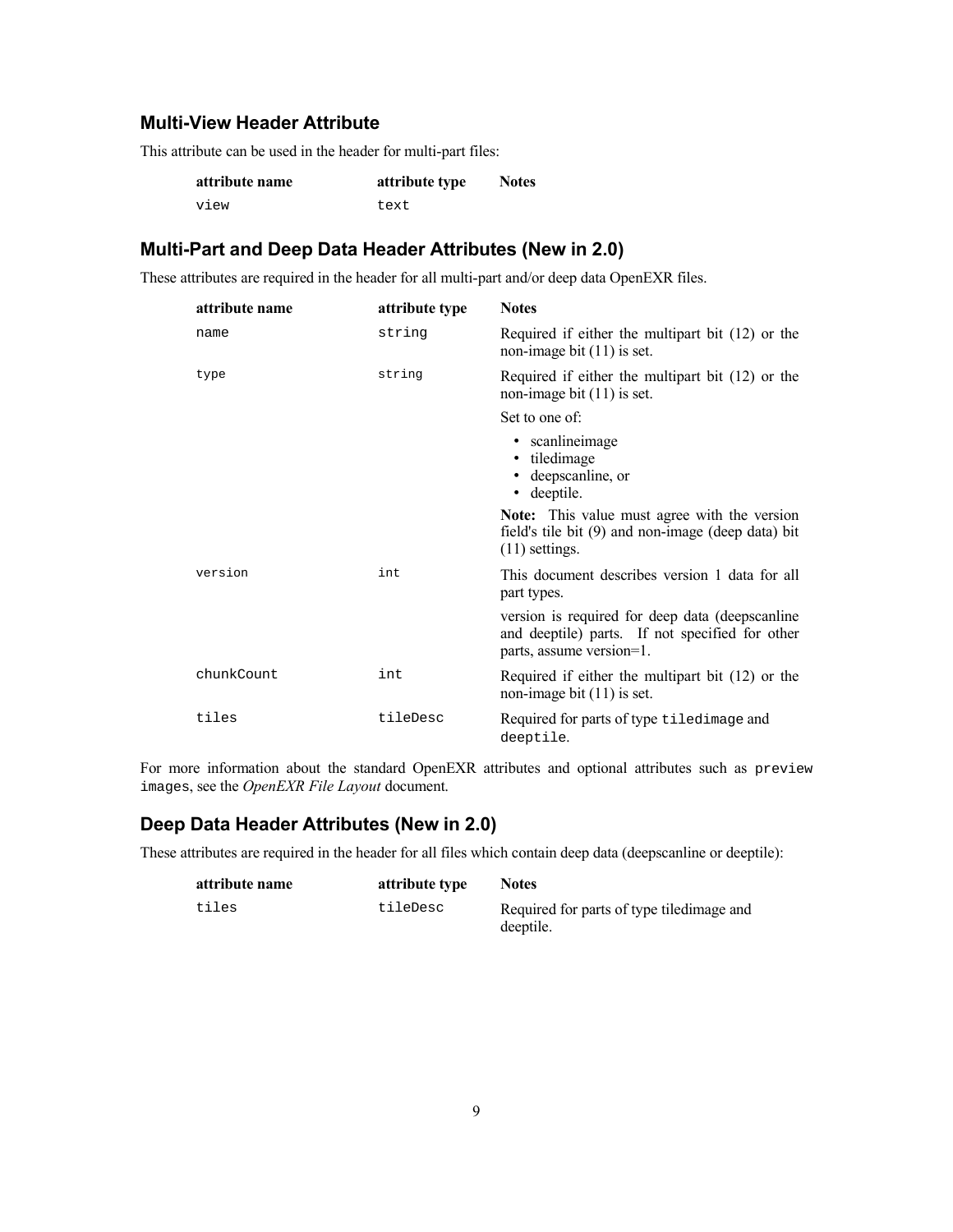## Multi-View Header Attribute

This attribute can be used in the header for multi-part files:

| attribute name | attribute type | Notes |
|---|---|---|
| `view` | `text` | |

## Multi-Part and Deep Data Header Attributes (New in 2.0)

These attributes are required in the header for all multi-part and/or deep data OpenEXR files.

| attribute name | attribute type | Notes |
|---|---|---|
| `name` | `string` | Required if either the multipart bit (12) or the non-image bit (11) is set. |
| `type` | `string` | Required if either the multipart bit (12) or the non-image bit (11) is set.<br><br>Set to one of:<br>• scanlineimage<br>• tiledimage<br>• deepscanline, or<br>• deeptile.<br><br>**Note:** This value must agree with the version field's tile bit (9) and non-image (deep data) bit (11) settings. |
| `version` | `int` | This document describes version 1 data for all part types.<br><br>version is required for deep data (deepscanline and deeptile) parts. If not specified for other parts, assume version=1. |
| `chunkCount` | `int` | Required if either the multipart bit (12) or the non-image bit (11) is set. |
| `tiles` | `tileDesc` | Required for parts of type `tiledimage` and `deeptile`. |

For more information about the standard OpenEXR attributes and optional attributes such as `preview images`, see the *OpenEXR File Layout* document.

## Deep Data Header Attributes (New in 2.0)

These attributes are required in the header for all files which contain deep data (deepscanline or deeptile):

| attribute name | attribute type | Notes |
|---|---|---|
| `tiles` | `tileDesc` | Required for parts of type tiledimage and deeptile. |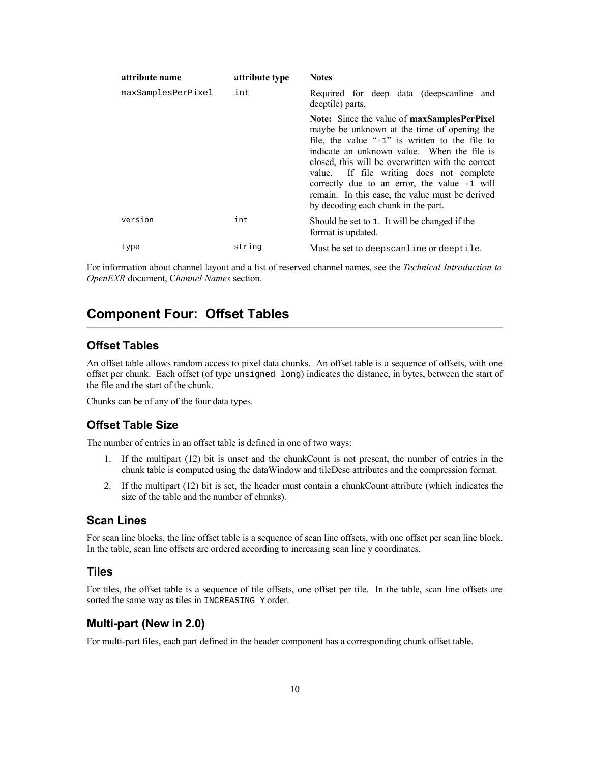| attribute name | attribute type | Notes |
| --- | --- | --- |
| maxSamplesPerPixel | int | Required for deep data (deepscanline and deeptile) parts. **Note:** Since the value of **maxSamplesPerPixel** maybe be unknown at the time of opening the file, the value "-1" is written to the file to indicate an unknown value. When the file is closed, this will be overwritten with the correct value. If file writing does not complete correctly due to an error, the value -1 will remain. In this case, the value must be derived by decoding each chunk in the part. |
| version | int | Should be set to 1. It will be changed if the format is updated. |
| type | string | Must be set to deepscanline or deeptile. |

For information about channel layout and a list of reserved channel names, see the *Technical Introduction to OpenEXR* document, C*hannel Names* section.

## Component Four: Offset Tables

### Offset Tables

An offset table allows random access to pixel data chunks. An offset table is a sequence of offsets, with one offset per chunk. Each offset (of type unsigned long) indicates the distance, in bytes, between the start of the file and the start of the chunk.

Chunks can be of any of the four data types.

### Offset Table Size

The number of entries in an offset table is defined in one of two ways:

1. If the multipart (12) bit is unset and the chunkCount is not present, the number of entries in the chunk table is computed using the dataWindow and tileDesc attributes and the compression format.
2. If the multipart (12) bit is set, the header must contain a chunkCount attribute (which indicates the size of the table and the number of chunks).

### Scan Lines

For scan line blocks, the line offset table is a sequence of scan line offsets, with one offset per scan line block. In the table, scan line offsets are ordered according to increasing scan line y coordinates.

### Tiles

For tiles, the offset table is a sequence of tile offsets, one offset per tile. In the table, scan line offsets are sorted the same way as tiles in INCREASING_Y order.

### Multi-part (New in 2.0)

For multi-part files, each part defined in the header component has a corresponding chunk offset table.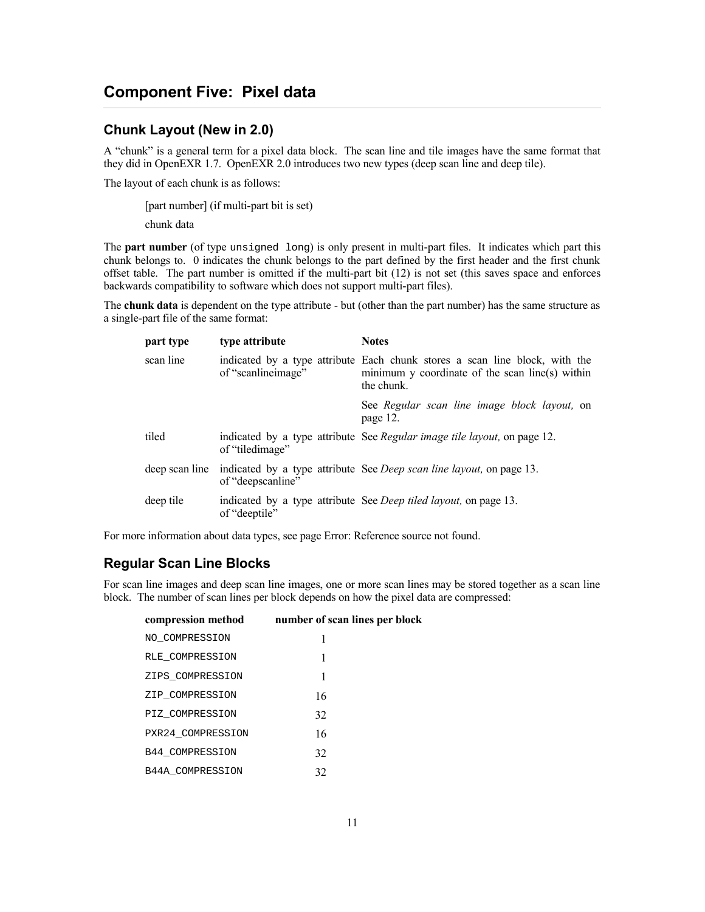## Component Five: Pixel data

### Chunk Layout (New in 2.0)

A "chunk" is a general term for a pixel data block. The scan line and tile images have the same format that they did in OpenEXR 1.7. OpenEXR 2.0 introduces two new types (deep scan line and deep tile).

The layout of each chunk is as follows:

[part number] (if multi-part bit is set)

chunk data

The **part number** (of type `unsigned long`) is only present in multi-part files. It indicates which part this chunk belongs to. 0 indicates the chunk belongs to the part defined by the first header and the first chunk offset table. The part number is omitted if the multi-part bit (12) is not set (this saves space and enforces backwards compatibility to software which does not support multi-part files).

The **chunk data** is dependent on the type attribute - but (other than the part number) has the same structure as a single-part file of the same format:

| part type | type attribute | Notes |
|---|---|---|
| scan line | indicated by a type attribute of "scanlineimage" | Each chunk stores a scan line block, with the minimum y coordinate of the scan line(s) within the chunk. See *Regular scan line image block layout,* on page 12. |
| tiled | indicated by a type attribute of "tiledimage" | See *Regular image tile layout,* on page 12. |
| deep scan line | indicated by a type attribute of "deepscanline" | See *Deep scan line layout,* on page 13. |
| deep tile | indicated by a type attribute of "deeptile" | See *Deep tiled layout,* on page 13. |

For more information about data types, see page Error: Reference source not found.

### Regular Scan Line Blocks

For scan line images and deep scan line images, one or more scan lines may be stored together as a scan line block. The number of scan lines per block depends on how the pixel data are compressed:

| compression method | number of scan lines per block |
|---|---|
| `NO_COMPRESSION` | 1 |
| `RLE_COMPRESSION` | 1 |
| `ZIPS_COMPRESSION` | 1 |
| `ZIP_COMPRESSION` | 16 |
| `PIZ_COMPRESSION` | 32 |
| `PXR24_COMPRESSION` | 16 |
| `B44_COMPRESSION` | 32 |
| `B44A_COMPRESSION` | 32 |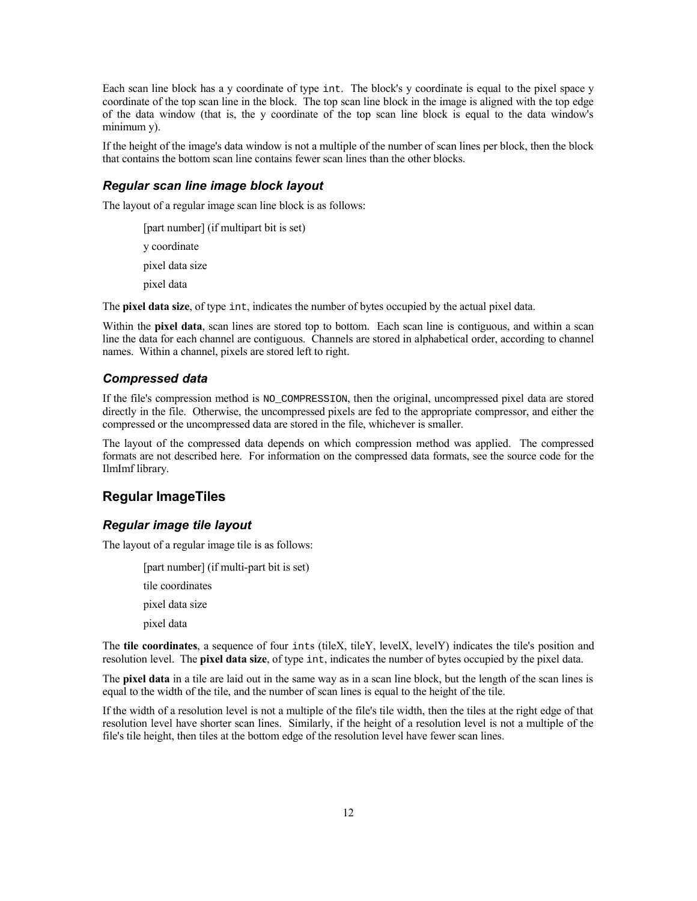Each scan line block has a y coordinate of type `int`. The block's y coordinate is equal to the pixel space y coordinate of the top scan line in the block. The top scan line block in the image is aligned with the top edge of the data window (that is, the y coordinate of the top scan line block is equal to the data window's minimum y).

If the height of the image's data window is not a multiple of the number of scan lines per block, then the block that contains the bottom scan line contains fewer scan lines than the other blocks.

### *Regular scan line image block layout*

The layout of a regular image scan line block is as follows:

> [part number] (if multipart bit is set)
>
> y coordinate
>
> pixel data size
>
> pixel data

The **pixel data size**, of type `int`, indicates the number of bytes occupied by the actual pixel data.

Within the **pixel data**, scan lines are stored top to bottom. Each scan line is contiguous, and within a scan line the data for each channel are contiguous. Channels are stored in alphabetical order, according to channel names. Within a channel, pixels are stored left to right.

### *Compressed data*

If the file's compression method is `NO_COMPRESSION`, then the original, uncompressed pixel data are stored directly in the file. Otherwise, the uncompressed pixels are fed to the appropriate compressor, and either the compressed or the uncompressed data are stored in the file, whichever is smaller.

The layout of the compressed data depends on which compression method was applied. The compressed formats are not described here. For information on the compressed data formats, see the source code for the IlmImf library.

## Regular ImageTiles

### *Regular image tile layout*

The layout of a regular image tile is as follows:

> [part number] (if multi-part bit is set)
>
> tile coordinates
>
> pixel data size
>
> pixel data

The **tile coordinates**, a sequence of four `int`s (tileX, tileY, levelX, levelY) indicates the tile's position and resolution level. The **pixel data size**, of type `int`, indicates the number of bytes occupied by the pixel data.

The **pixel data** in a tile are laid out in the same way as in a scan line block, but the length of the scan lines is equal to the width of the tile, and the number of scan lines is equal to the height of the tile.

If the width of a resolution level is not a multiple of the file's tile width, then the tiles at the right edge of that resolution level have shorter scan lines. Similarly, if the height of a resolution level is not a multiple of the file's tile height, then tiles at the bottom edge of the resolution level have fewer scan lines.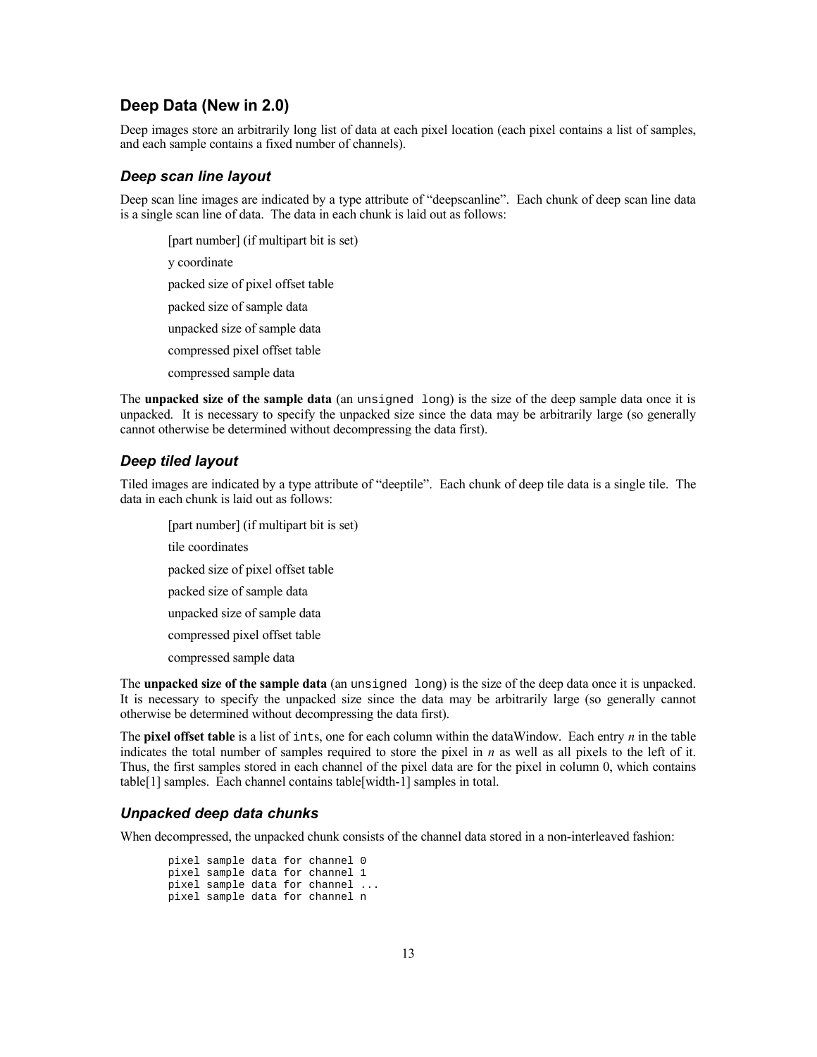## Deep Data (New in 2.0)

Deep images store an arbitrarily long list of data at each pixel location (each pixel contains a list of samples, and each sample contains a fixed number of channels).

### *Deep scan line layout*

Deep scan line images are indicated by a type attribute of "deepscanline". Each chunk of deep scan line data is a single scan line of data. The data in each chunk is laid out as follows:

[part number] (if multipart bit is set)

y coordinate

packed size of pixel offset table

packed size of sample data

unpacked size of sample data

compressed pixel offset table

compressed sample data

The **unpacked size of the sample data** (an `unsigned long`) is the size of the deep sample data once it is unpacked. It is necessary to specify the unpacked size since the data may be arbitrarily large (so generally cannot otherwise be determined without decompressing the data first).

### *Deep tiled layout*

Tiled images are indicated by a type attribute of "deeptile". Each chunk of deep tile data is a single tile. The data in each chunk is laid out as follows:

[part number] (if multipart bit is set)

tile coordinates

packed size of pixel offset table

packed size of sample data

unpacked size of sample data

compressed pixel offset table

compressed sample data

The **unpacked size of the sample data** (an `unsigned long`) is the size of the deep data once it is unpacked. It is necessary to specify the unpacked size since the data may be arbitrarily large (so generally cannot otherwise be determined without decompressing the data first).

The **pixel offset table** is a list of `int`s, one for each column within the dataWindow. Each entry $n$ in the table indicates the total number of samples required to store the pixel in $n$ as well as all pixels to the left of it. Thus, the first samples stored in each channel of the pixel data are for the pixel in column 0, which contains table[1] samples. Each channel contains table[width-1] samples in total.

### *Unpacked deep data chunks*

When decompressed, the unpacked chunk consists of the channel data stored in a non-interleaved fashion:

```
pixel sample data for channel 0
pixel sample data for channel 1
pixel sample data for channel ...
pixel sample data for channel n
```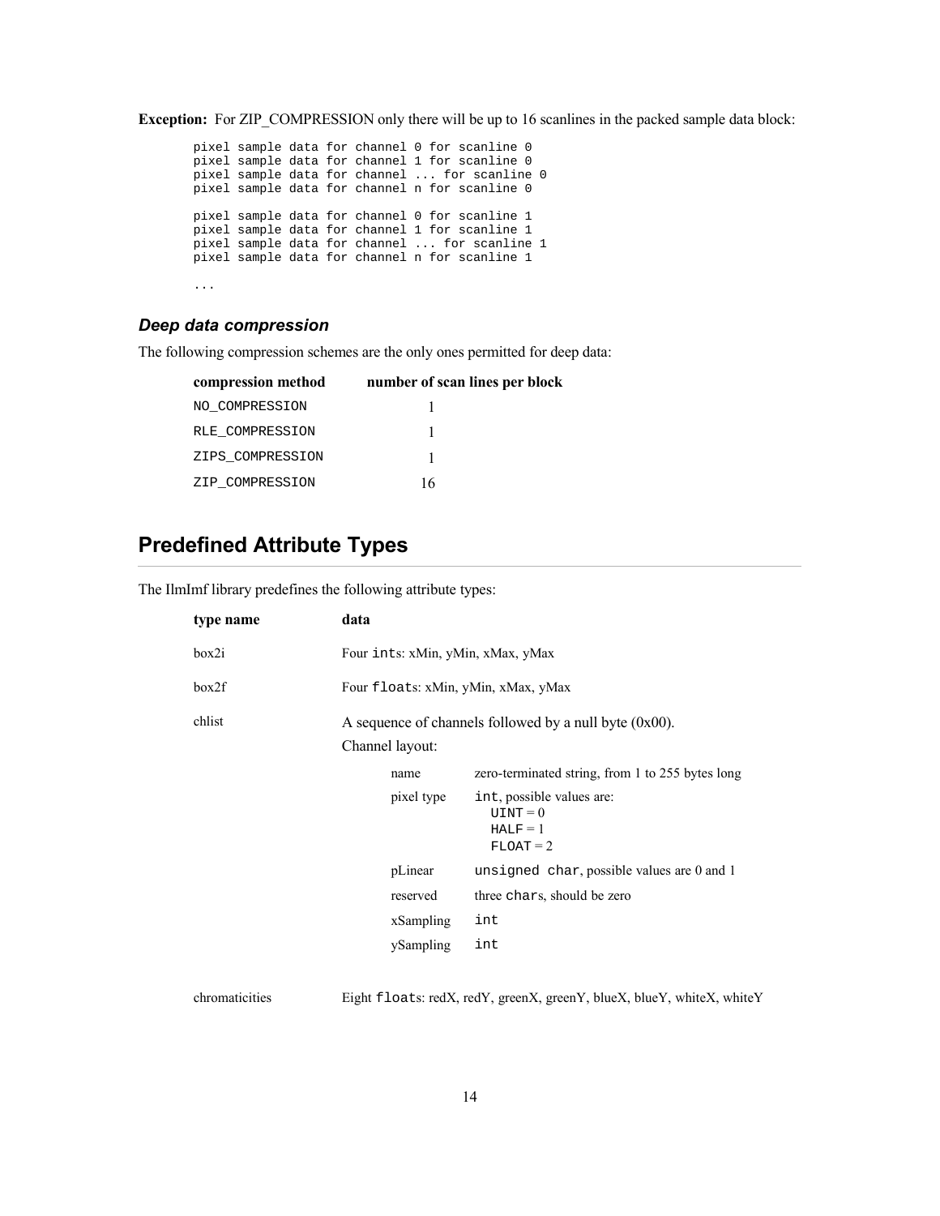**Exception:** For ZIP_COMPRESSION only there will be up to 16 scanlines in the packed sample data block:

```
pixel sample data for channel 0 for scanline 0
pixel sample data for channel 1 for scanline 0
pixel sample data for channel ... for scanline 0
pixel sample data for channel n for scanline 0

pixel sample data for channel 0 for scanline 1
pixel sample data for channel 1 for scanline 1
pixel sample data for channel ... for scanline 1
pixel sample data for channel n for scanline 1

...
```

### *Deep data compression*

The following compression schemes are the only ones permitted for deep data:

| compression method | number of scan lines per block |
|---|---|
| NO_COMPRESSION | 1 |
| RLE_COMPRESSION | 1 |
| ZIPS_COMPRESSION | 1 |
| ZIP_COMPRESSION | 16 |

## Predefined Attribute Types

The IlmImf library predefines the following attribute types:

| type name | data |
|---|---|
| box2i | Four `int`s: xMin, yMin, xMax, yMax |
| box2f | Four `float`s: xMin, yMin, xMax, yMax |
| chlist | A sequence of channels followed by a null byte (0x00).<br>Channel layout:<br>name: zero-terminated string, from 1 to 255 bytes long<br>pixel type: `int`, possible values are: `UINT` = 0, `HALF` = 1, `FLOAT` = 2<br>pLinear: `unsigned char`, possible values are 0 and 1<br>reserved: three `char`s, should be zero<br>xSampling: `int`<br>ySampling: `int` |
| chromaticities | Eight `float`s: redX, redY, greenX, greenY, blueX, blueY, whiteX, whiteY |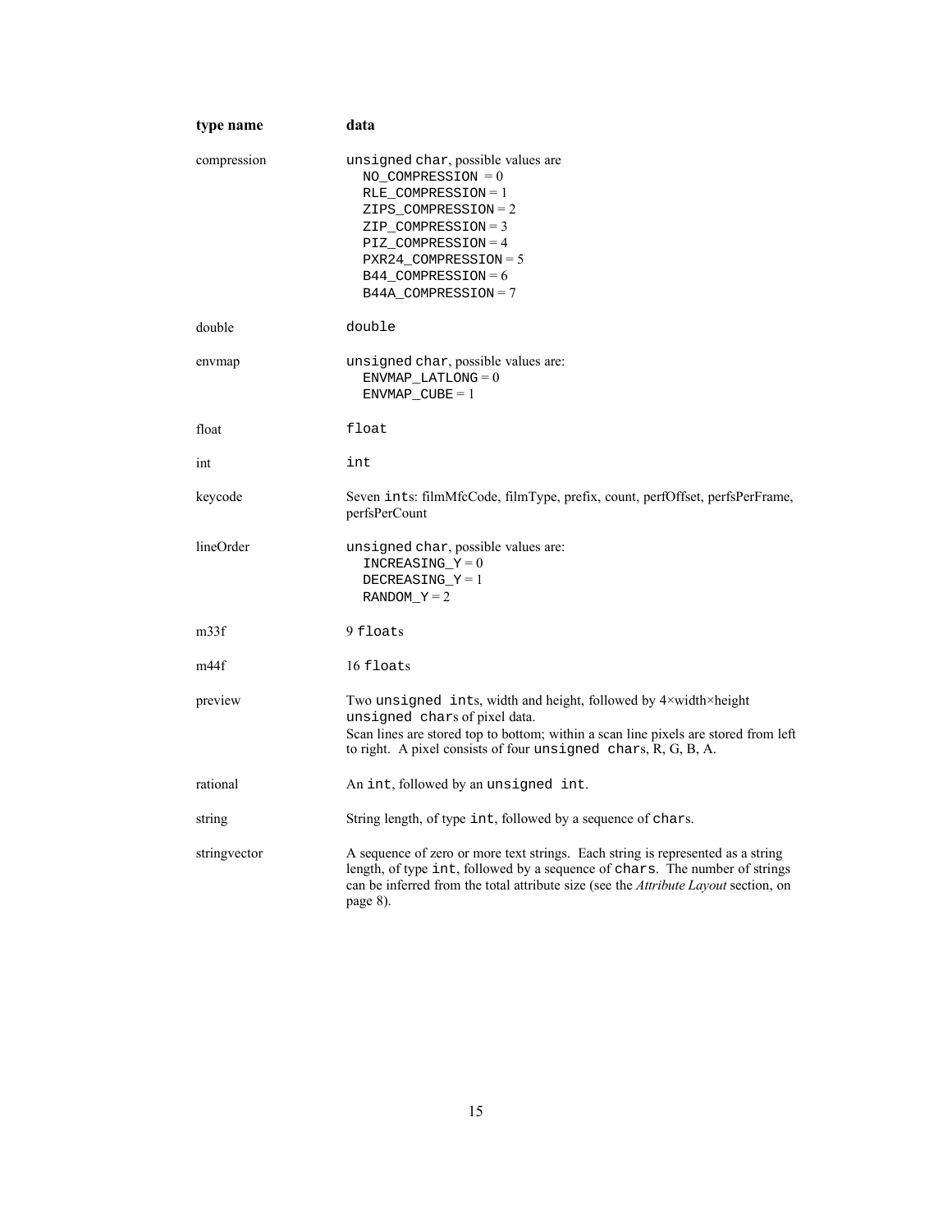| type name | data |
| --- | --- |
| compression | `unsigned char`, possible values are<br>`NO_COMPRESSION` = 0<br>`RLE_COMPRESSION` = 1<br>`ZIPS_COMPRESSION` = 2<br>`ZIP_COMPRESSION` = 3<br>`PIZ_COMPRESSION` = 4<br>`PXR24_COMPRESSION` = 5<br>`B44_COMPRESSION` = 6<br>`B44A_COMPRESSION` = 7 |
| double | `double` |
| envmap | `unsigned char`, possible values are:<br>`ENVMAP_LATLONG` = 0<br>`ENVMAP_CUBE` = 1 |
| float | `float` |
| int | `int` |
| keycode | Seven `int`s: filmMfcCode, filmType, prefix, count, perfOffset, perfsPerFrame, perfsPerCount |
| lineOrder | `unsigned char`, possible values are:<br>`INCREASING_Y` = 0<br>`DECREASING_Y` = 1<br>`RANDOM_Y` = 2 |
| m33f | 9 `float`s |
| m44f | 16 `float`s |
| preview | Two `unsigned int`s, width and height, followed by 4×width×height `unsigned char`s of pixel data.<br>Scan lines are stored top to bottom; within a scan line pixels are stored from left to right. A pixel consists of four `unsigned char`s, R, G, B, A. |
| rational | An `int`, followed by an `unsigned int`. |
| string | String length, of type `int`, followed by a sequence of `char`s. |
| stringvector | A sequence of zero or more text strings. Each string is represented as a string length, of type `int`, followed by a sequence of `char`s. The number of strings can be inferred from the total attribute size (see the *Attribute Layout* section, on page 8). |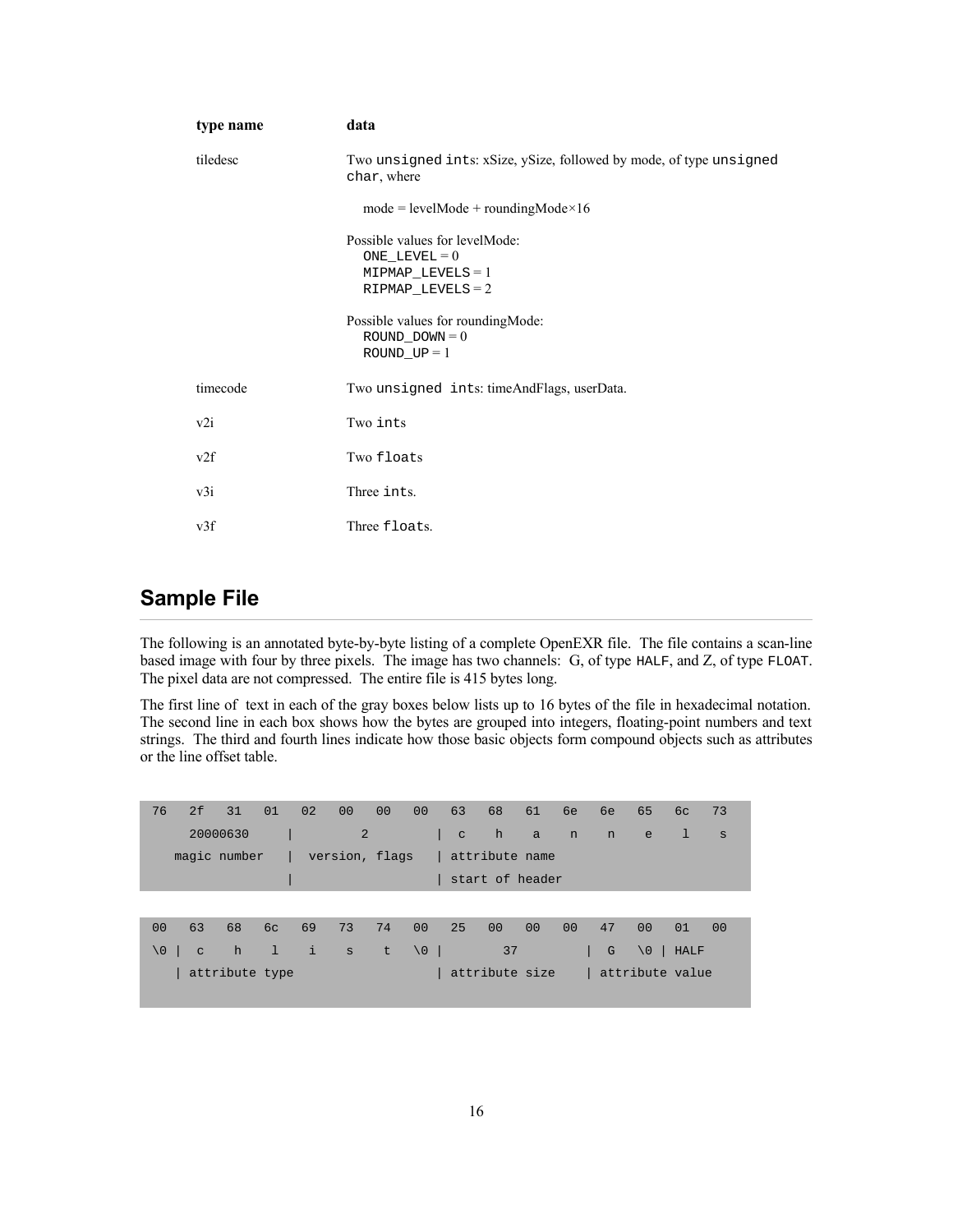| type name | data |
|---|---|
| tiledesc | Two `unsigned int`s: xSize, ySize, followed by mode, of type `unsigned char`, where<br><br>mode = levelMode + roundingMode×16<br><br>Possible values for levelMode:<br>`ONE_LEVEL` = 0<br>`MIPMAP_LEVELS` = 1<br>`RIPMAP_LEVELS` = 2<br><br>Possible values for roundingMode:<br>`ROUND_DOWN` = 0<br>`ROUND_UP` = 1 |
| timecode | Two `unsigned int`s: timeAndFlags, userData. |
| v2i | Two `int`s |
| v2f | Two `float`s |
| v3i | Three `int`s. |
| v3f | Three `float`s. |

## Sample File

The following is an annotated byte-by-byte listing of a complete OpenEXR file. The file contains a scan-line based image with four by three pixels. The image has two channels: G, of type `HALF`, and Z, of type `FLOAT`. The pixel data are not compressed. The entire file is 415 bytes long.

The first line of text in each of the gray boxes below lists up to 16 bytes of the file in hexadecimal notation. The second line in each box shows how the bytes are grouped into integers, floating-point numbers and text strings. The third and fourth lines indicate how those basic objects form compound objects such as attributes or the line offset table.

```
76   2f   31   01   02   00   00   00   63   68   61   6e   6e   65   6c   73
     20000630     |         2         |  c    h    a    n    n    e    l    s
   magic number   |  version, flags   | attribute name
                  |                   | start of header
```

```
00   63   68   6c   69   73   74   00   25   00   00   00   47   00   01   00
\0 |  c    h    l    i    s    t   \0 |        37         |  G   \0 | HALF
   | attribute type                   | attribute size    | attribute value
```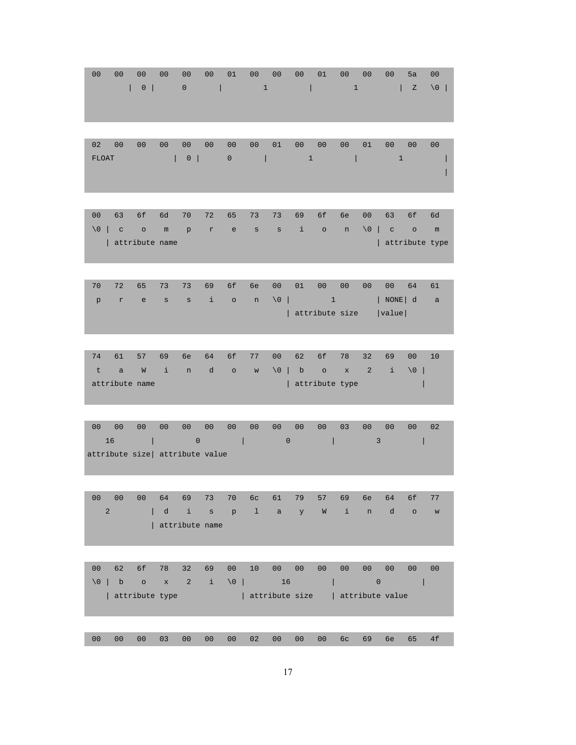```
 00   00   00   00   00   00   01   00   00   00   01   00   00   00   5a   00
         |  0 |       0       |          1          |          1          |  Z   \0 |
```

```
 02   00   00   00   00   00   00   00   01   00   00   00   01   00   00   00
 FLOAT              |  0 |       0       |          1          |          1          |
                                                                                      |
```

```
 00   63   6f   6d   70   72   65   73   73   69   6f   6e   00   63   6f   6d
 \0 |  c    o    m    p    r    e    s    s    i    o    n   \0 |  c    o    m
    | attribute name                                            | attribute type
```

```
 70   72   65   73   73   69   6f   6e   00   01   00   00   00   00   64   61
  p    r    e    s    s    i    o    n   \0 |          1          | NONE| d    a
                                            | attribute size    |value|
```

```
 74   61   57   69   6e   64   6f   77   00   62   6f   78   32   69   00   10
  t    a    W    i    n    d    o    w   \0 |  b    o    x    2    i   \0 |
 attribute name                             | attribute type              |
```

```
 00   00   00   00   00   00   00   00   00   00   00   03   00   00   00   02
    16        |          0          |          0          |          3          |
attribute size| attribute value
```

```
 00   00   00   64   69   73   70   6c   61   79   57   69   6e   64   6f   77
    2         |  d    i    s    p    l    a    y    W    i    n    d    o    w
              | attribute name
```

```
 00   62   6f   78   32   69   00   10   00   00   00   00   00   00   00   00
 \0 |  b    o    x    2    i   \0 |         16          |          0          |
    | attribute type              | attribute size    | attribute value
```

```
 00   00   00   03   00   00   00   02   00   00   00   6c   69   6e   65   4f
```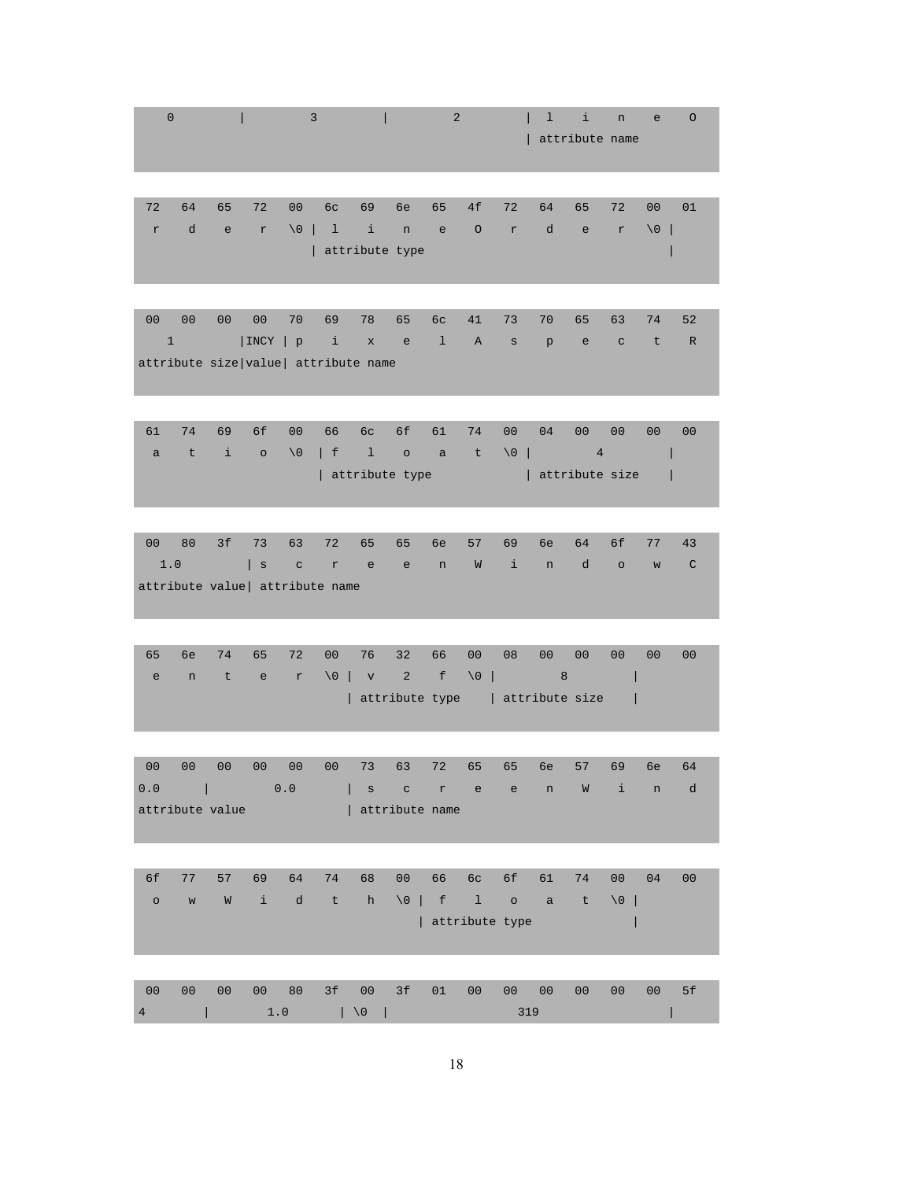```
   0        |        3        |        2        |  l    i    n    e    O
                                                 | attribute name
```

```
 72   64   65   72   00   6c   69   6e   65   4f   72   64   65   72   00   01
  r    d    e    r   \0 |  l    i    n    e    O    r    d    e    r   \0 |
                        | attribute type                                |
```

```
 00   00   00   00   70   69   78   65   6c   41   73   70   65   63   74   52
    1        |INCY | p    i    x    e    l    A    s    p    e    c    t    R
attribute size|value| attribute name
```

```
 61   74   69   6f   00   66   6c   6f   61   74   00   04   00   00   00   00
  a    t    i    o   \0  | f    l    o    a    t   \0 |         4         |
                         | attribute type            | attribute size    |
```

```
 00   80   3f   73   63   72   65   65   6e   57   69   6e   64   6f   77   43
   1.0        | s    c    r    e    e    n    W    i    n    d    o    w    C
attribute value| attribute name
```

```
 65   6e   74   65   72   00   76   32   66   00   08   00   00   00   00   00
  e    n    t    e    r   \0 |  v    2    f   \0 |         8         |
                              | attribute type    | attribute size    |
```

```
 00   00   00   00   00   00   73   63   72   65   65   6e   57   69   6e   64
0.0      |         0.0       |  s    c    r    e    e    n    W    i    n    d
attribute value              | attribute name
```

```
 6f   77   57   69   64   74   68   00   66   6c   6f   61   74   00   04   00
  o    w    W    i    d    t    h   \0 |  f    l    o    a    t   \0 |
                                       | attribute type              |
```

```
 00   00   00   00   80   3f   00   3f   01   00   00   00   00   00   00   5f
4        |        1.0       | \0  |                   319                 |
```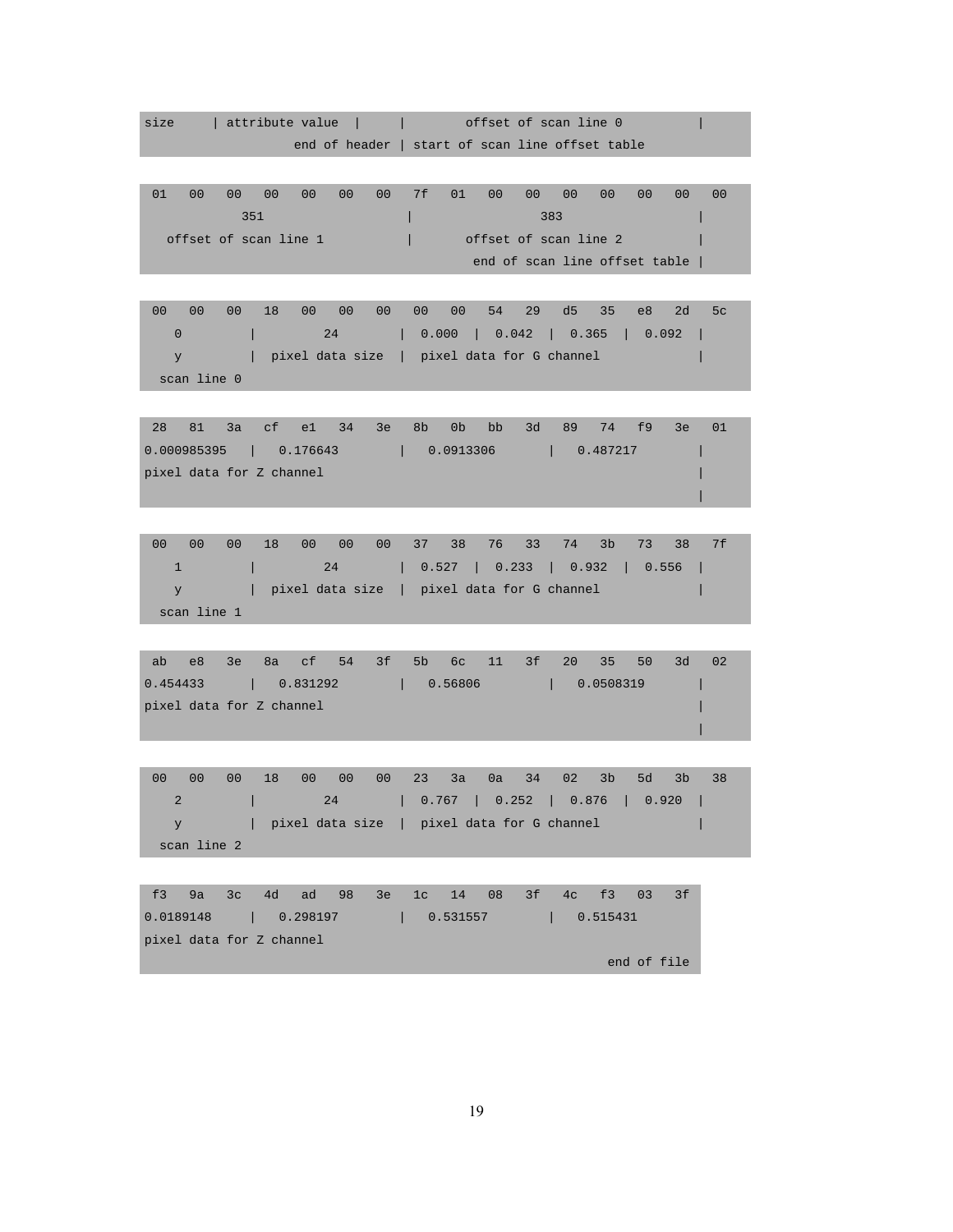```
size     | attribute value  |     |        offset of scan line 0          |
                    end of header | start of scan line offset table
```

```
 01   00   00   00   00   00   00   7f   01   00   00   00   00   00   00   00
            351                    |                   383                 |
   offset of scan line 1           |       offset of scan line 2           |
                                                end of scan line offset table |
```

```
 00   00   00   18   00   00   00   00   00   54   29   d5   35   e8   2d   5c
    0         |         24        |  0.000  |  0.042  |  0.365  |  0.092  |
    y         |  pixel data size  |  pixel data for G channel             |
  scan line 0
```

```
 28   81   3a   cf   e1   34   3e   8b   0b   bb   3d   89   74   f9   3e   01
0.000985395   |   0.176643        |   0.0913306       |   0.487217        |
pixel data for Z channel                                                  |
                                                                          |
```

```
 00   00   00   18   00   00   00   37   38   76   33   74   3b   73   38   7f
    1         |         24        |  0.527  |  0.233  |  0.932  |  0.556  |
    y         |  pixel data size  |  pixel data for G channel             |
  scan line 1
```

```
 ab   e8   3e   8a   cf   54   3f   5b   6c   11   3f   20   35   50   3d   02
0.454433      |   0.831292        |   0.56806         |   0.0508319       |
pixel data for Z channel                                                  |
                                                                          |
```

```
 00   00   00   18   00   00   00   23   3a   0a   34   02   3b   5d   3b   38
    2         |         24        |  0.767  |  0.252  |  0.876  |  0.920  |
    y         |  pixel data size  |  pixel data for G channel             |
  scan line 2
```

```
 f3   9a   3c   4d   ad   98   3e   1c   14   08   3f   4c   f3   03   3f
0.0189148     |   0.298197        |   0.531557        |   0.515431
pixel data for Z channel
                                                                end of file
```